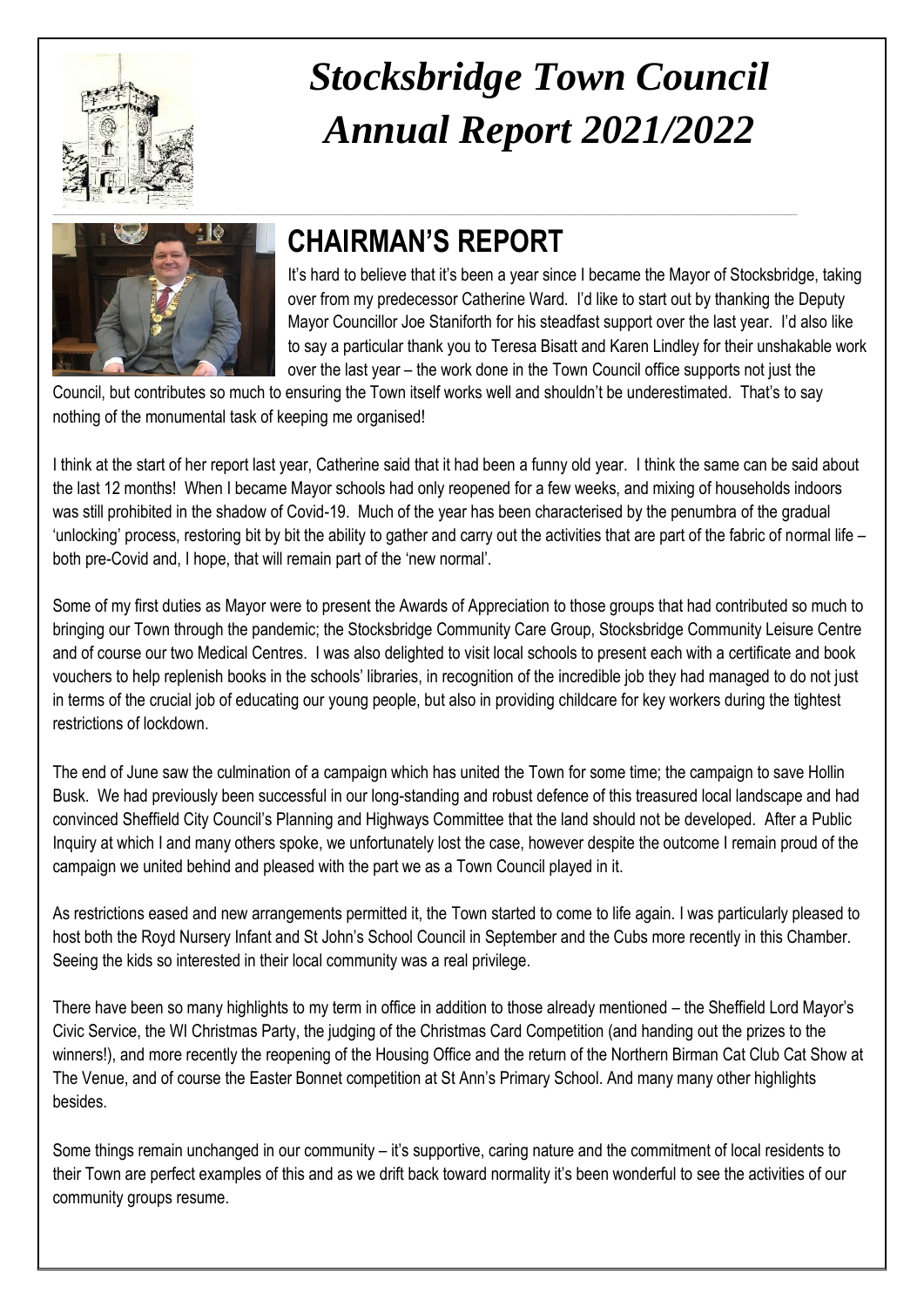# *Stocksbridge Town Council Annual Report 2021/2022*

## CHAIRMAN'S REPORT

It's hard to believe that it's been a year since I became the Mayor of Stocksbridge, taking over from my predecessor Catherine Ward. I'd like to start out by thanking the Deputy Mayor Councillor Joe Staniforth for his steadfast support over the last year. I'd also like to say a particular thank you to Teresa Bisatt and Karen Lindley for their unshakable work over the last year – the work done in the Town Council office supports not just the Council, but contributes so much to ensuring the Town itself works well and shouldn't be underestimated. That's to say nothing of the monumental task of keeping me organised!

I think at the start of her report last year, Catherine said that it had been a funny old year. I think the same can be said about the last 12 months! When I became Mayor schools had only reopened for a few weeks, and mixing of households indoors was still prohibited in the shadow of Covid-19. Much of the year has been characterised by the penumbra of the gradual 'unlocking' process, restoring bit by bit the ability to gather and carry out the activities that are part of the fabric of normal life – both pre-Covid and, I hope, that will remain part of the 'new normal'.

Some of my first duties as Mayor were to present the Awards of Appreciation to those groups that had contributed so much to bringing our Town through the pandemic; the Stocksbridge Community Care Group, Stocksbridge Community Leisure Centre and of course our two Medical Centres. I was also delighted to visit local schools to present each with a certificate and book vouchers to help replenish books in the schools' libraries, in recognition of the incredible job they had managed to do not just in terms of the crucial job of educating our young people, but also in providing childcare for key workers during the tightest restrictions of lockdown.

The end of June saw the culmination of a campaign which has united the Town for some time; the campaign to save Hollin Busk. We had previously been successful in our long-standing and robust defence of this treasured local landscape and had convinced Sheffield City Council's Planning and Highways Committee that the land should not be developed. After a Public Inquiry at which I and many others spoke, we unfortunately lost the case, however despite the outcome I remain proud of the campaign we united behind and pleased with the part we as a Town Council played in it.

As restrictions eased and new arrangements permitted it, the Town started to come to life again. I was particularly pleased to host both the Royd Nursery Infant and St John's School Council in September and the Cubs more recently in this Chamber. Seeing the kids so interested in their local community was a real privilege.

There have been so many highlights to my term in office in addition to those already mentioned – the Sheffield Lord Mayor's Civic Service, the WI Christmas Party, the judging of the Christmas Card Competition (and handing out the prizes to the winners!), and more recently the reopening of the Housing Office and the return of the Northern Birman Cat Club Cat Show at The Venue, and of course the Easter Bonnet competition at St Ann's Primary School. And many many other highlights besides.

Some things remain unchanged in our community – it's supportive, caring nature and the commitment of local residents to their Town are perfect examples of this and as we drift back toward normality it's been wonderful to see the activities of our community groups resume.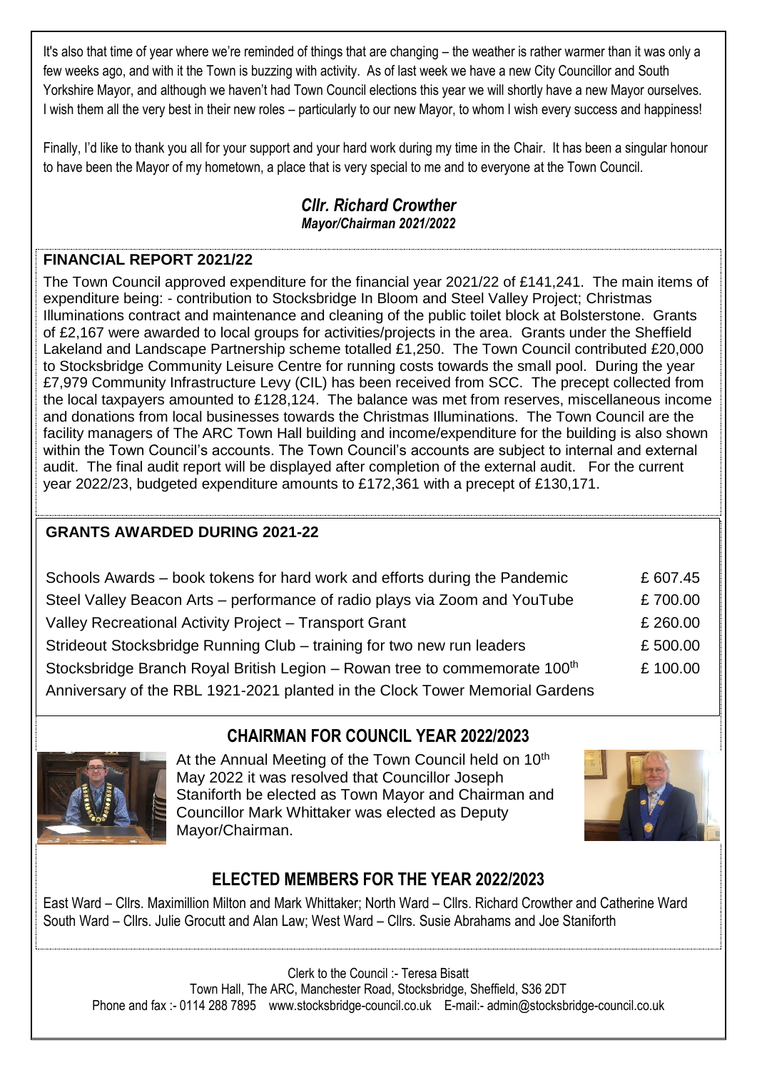It's also that time of year where we're reminded of things that are changing – the weather is rather warmer than it was only a few weeks ago, and with it the Town is buzzing with activity. As of last week we have a new City Councillor and South Yorkshire Mayor, and although we haven't had Town Council elections this year we will shortly have a new Mayor ourselves. I wish them all the very best in their new roles – particularly to our new Mayor, to whom I wish every success and happiness!

Finally, I'd like to thank you all for your support and your hard work during my time in the Chair. It has been a singular honour to have been the Mayor of my hometown, a place that is very special to me and to everyone at the Town Council.

***Cllr. Richard Crowther***
***Mayor/Chairman 2021/2022***

## FINANCIAL REPORT 2021/22

The Town Council approved expenditure for the financial year 2021/22 of £141,241. The main items of expenditure being: - contribution to Stocksbridge In Bloom and Steel Valley Project; Christmas Illuminations contract and maintenance and cleaning of the public toilet block at Bolsterstone. Grants of £2,167 were awarded to local groups for activities/projects in the area. Grants under the Sheffield Lakeland and Landscape Partnership scheme totalled £1,250. The Town Council contributed £20,000 to Stocksbridge Community Leisure Centre for running costs towards the small pool. During the year £7,979 Community Infrastructure Levy (CIL) has been received from SCC. The precept collected from the local taxpayers amounted to £128,124. The balance was met from reserves, miscellaneous income and donations from local businesses towards the Christmas Illuminations. The Town Council are the facility managers of The ARC Town Hall building and income/expenditure for the building is also shown within the Town Council's accounts. The Town Council's accounts are subject to internal and external audit. The final audit report will be displayed after completion of the external audit. For the current year 2022/23, budgeted expenditure amounts to £172,361 with a precept of £130,171.

## GRANTS AWARDED DURING 2021-22

| | |
|---|---|
| Schools Awards – book tokens for hard work and efforts during the Pandemic | £ 607.45 |
| Steel Valley Beacon Arts – performance of radio plays via Zoom and YouTube | £ 700.00 |
| Valley Recreational Activity Project – Transport Grant | £ 260.00 |
| Strideout Stocksbridge Running Club – training for two new run leaders | £ 500.00 |
| Stocksbridge Branch Royal British Legion – Rowan tree to commemorate 100th Anniversary of the RBL 1921-2021 planted in the Clock Tower Memorial Gardens | £ 100.00 |

## CHAIRMAN FOR COUNCIL YEAR 2022/2023

At the Annual Meeting of the Town Council held on 10th May 2022 it was resolved that Councillor Joseph Staniforth be elected as Town Mayor and Chairman and Councillor Mark Whittaker was elected as Deputy Mayor/Chairman.

## ELECTED MEMBERS FOR THE YEAR 2022/2023

East Ward – Cllrs. Maximillion Milton and Mark Whittaker; North Ward – Cllrs. Richard Crowther and Catherine Ward
South Ward – Cllrs. Julie Grocutt and Alan Law; West Ward – Cllrs. Susie Abrahams and Joe Staniforth

Clerk to the Council :- Teresa Bisatt
Town Hall, The ARC, Manchester Road, Stocksbridge, Sheffield, S36 2DT
Phone and fax :- 0114 288 7895 www.stocksbridge-council.co.uk E-mail:- admin@stocksbridge-council.co.uk